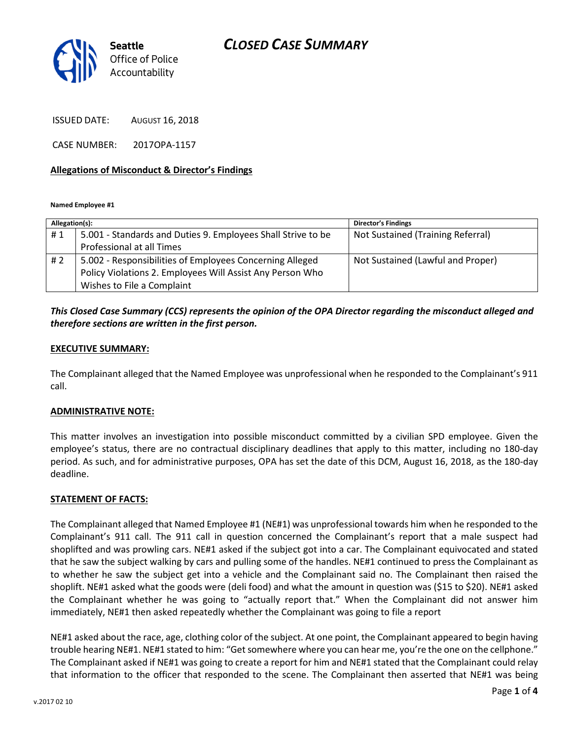# CLOSED CASE SUMMARY

Seattle Office of Police Accountability

ISSUED DATE: AUGUST 16, 2018

CASE NUMBER: 2017OPA-1157

**Allegations of Misconduct & Director's Findings**

**Named Employee #1**

| Allegation(s): | | Director's Findings |
|---|---|---|
| # 1 | 5.001 - Standards and Duties 9. Employees Shall Strive to be Professional at all Times | Not Sustained (Training Referral) |
| # 2 | 5.002 - Responsibilities of Employees Concerning Alleged Policy Violations 2. Employees Will Assist Any Person Who Wishes to File a Complaint | Not Sustained (Lawful and Proper) |

***This Closed Case Summary (CCS) represents the opinion of the OPA Director regarding the misconduct alleged and therefore sections are written in the first person.***

**EXECUTIVE SUMMARY:**

The Complainant alleged that the Named Employee was unprofessional when he responded to the Complainant's 911 call.

**ADMINISTRATIVE NOTE:**

This matter involves an investigation into possible misconduct committed by a civilian SPD employee. Given the employee's status, there are no contractual disciplinary deadlines that apply to this matter, including no 180-day period. As such, and for administrative purposes, OPA has set the date of this DCM, August 16, 2018, as the 180-day deadline.

**STATEMENT OF FACTS:**

The Complainant alleged that Named Employee #1 (NE#1) was unprofessional towards him when he responded to the Complainant's 911 call. The 911 call in question concerned the Complainant's report that a male suspect had shoplifted and was prowling cars. NE#1 asked if the subject got into a car. The Complainant equivocated and stated that he saw the subject walking by cars and pulling some of the handles. NE#1 continued to press the Complainant as to whether he saw the subject get into a vehicle and the Complainant said no. The Complainant then raised the shoplift. NE#1 asked what the goods were (deli food) and what the amount in question was ($15 to $20). NE#1 asked the Complainant whether he was going to "actually report that." When the Complainant did not answer him immediately, NE#1 then asked repeatedly whether the Complainant was going to file a report

NE#1 asked about the race, age, clothing color of the subject. At one point, the Complainant appeared to begin having trouble hearing NE#1. NE#1 stated to him: "Get somewhere where you can hear me, you're the one on the cellphone." The Complainant asked if NE#1 was going to create a report for him and NE#1 stated that the Complainant could relay that information to the officer that responded to the scene. The Complainant then asserted that NE#1 was being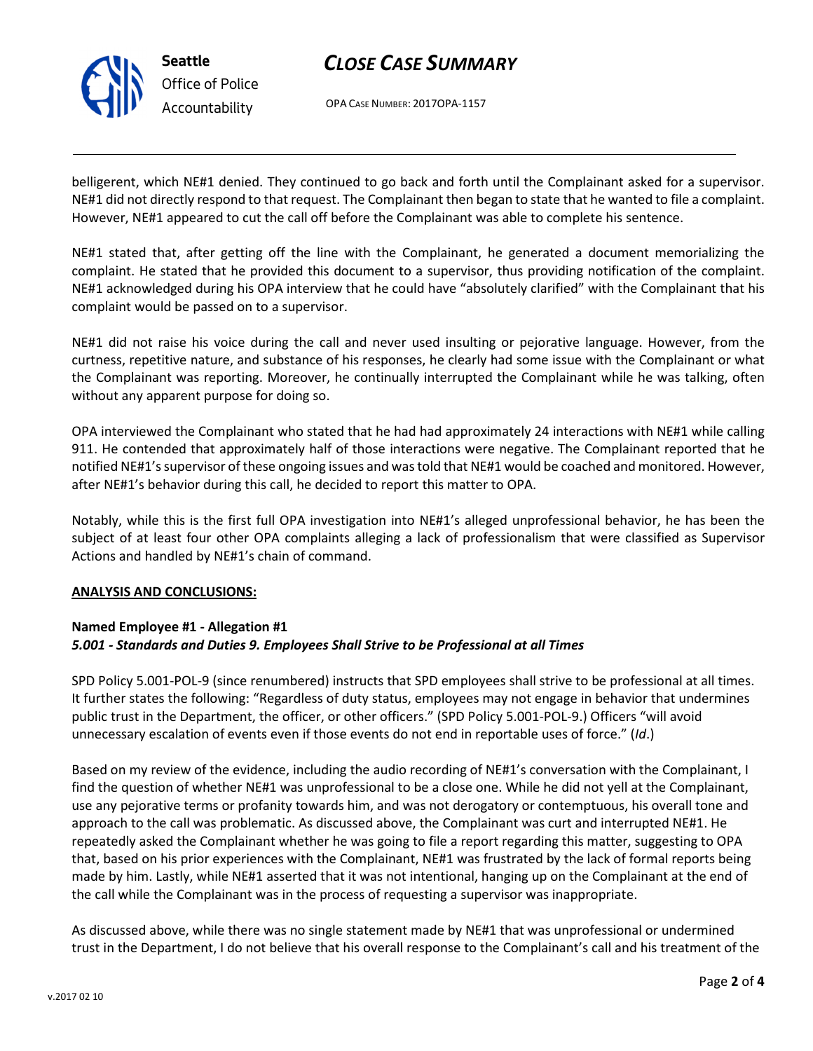belligerent, which NE#1 denied. They continued to go back and forth until the Complainant asked for a supervisor. NE#1 did not directly respond to that request. The Complainant then began to state that he wanted to file a complaint. However, NE#1 appeared to cut the call off before the Complainant was able to complete his sentence.

NE#1 stated that, after getting off the line with the Complainant, he generated a document memorializing the complaint. He stated that he provided this document to a supervisor, thus providing notification of the complaint. NE#1 acknowledged during his OPA interview that he could have "absolutely clarified" with the Complainant that his complaint would be passed on to a supervisor.

NE#1 did not raise his voice during the call and never used insulting or pejorative language. However, from the curtness, repetitive nature, and substance of his responses, he clearly had some issue with the Complainant or what the Complainant was reporting. Moreover, he continually interrupted the Complainant while he was talking, often without any apparent purpose for doing so.

OPA interviewed the Complainant who stated that he had had approximately 24 interactions with NE#1 while calling 911. He contended that approximately half of those interactions were negative. The Complainant reported that he notified NE#1's supervisor of these ongoing issues and was told that NE#1 would be coached and monitored. However, after NE#1's behavior during this call, he decided to report this matter to OPA.

Notably, while this is the first full OPA investigation into NE#1's alleged unprofessional behavior, he has been the subject of at least four other OPA complaints alleging a lack of professionalism that were classified as Supervisor Actions and handled by NE#1's chain of command.

**ANALYSIS AND CONCLUSIONS:**

**Named Employee #1 - Allegation #1**
***5.001 - Standards and Duties 9. Employees Shall Strive to be Professional at all Times***

SPD Policy 5.001-POL-9 (since renumbered) instructs that SPD employees shall strive to be professional at all times. It further states the following: "Regardless of duty status, employees may not engage in behavior that undermines public trust in the Department, the officer, or other officers." (SPD Policy 5.001-POL-9.) Officers "will avoid unnecessary escalation of events even if those events do not end in reportable uses of force." (*Id*.)

Based on my review of the evidence, including the audio recording of NE#1's conversation with the Complainant, I find the question of whether NE#1 was unprofessional to be a close one. While he did not yell at the Complainant, use any pejorative terms or profanity towards him, and was not derogatory or contemptuous, his overall tone and approach to the call was problematic. As discussed above, the Complainant was curt and interrupted NE#1. He repeatedly asked the Complainant whether he was going to file a report regarding this matter, suggesting to OPA that, based on his prior experiences with the Complainant, NE#1 was frustrated by the lack of formal reports being made by him. Lastly, while NE#1 asserted that it was not intentional, hanging up on the Complainant at the end of the call while the Complainant was in the process of requesting a supervisor was inappropriate.

As discussed above, while there was no single statement made by NE#1 that was unprofessional or undermined trust in the Department, I do not believe that his overall response to the Complainant's call and his treatment of the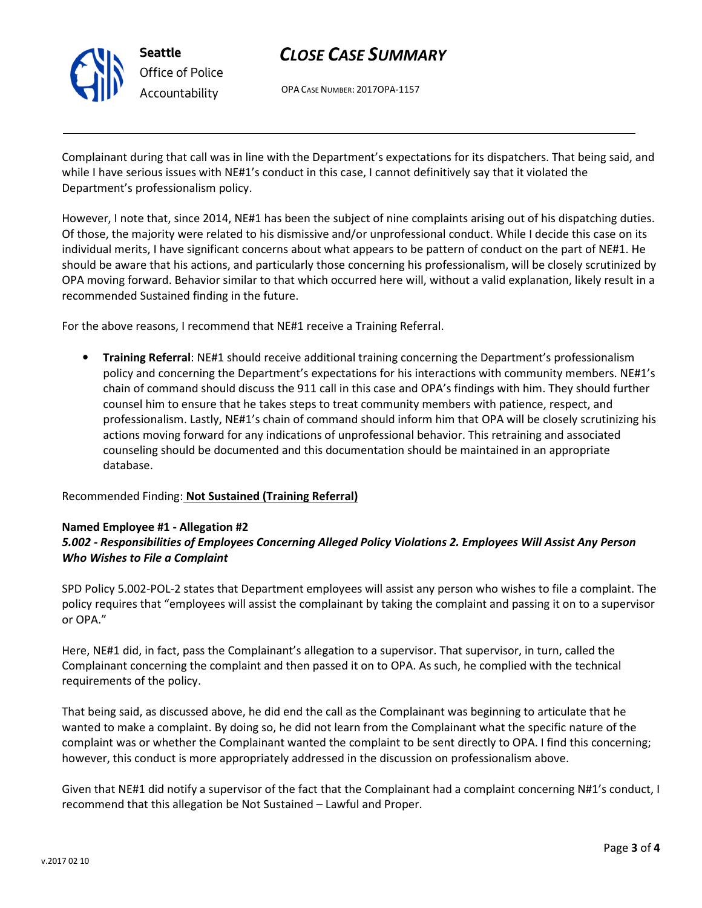Complainant during that call was in line with the Department's expectations for its dispatchers. That being said, and while I have serious issues with NE#1's conduct in this case, I cannot definitively say that it violated the Department's professionalism policy.

However, I note that, since 2014, NE#1 has been the subject of nine complaints arising out of his dispatching duties. Of those, the majority were related to his dismissive and/or unprofessional conduct. While I decide this case on its individual merits, I have significant concerns about what appears to be pattern of conduct on the part of NE#1. He should be aware that his actions, and particularly those concerning his professionalism, will be closely scrutinized by OPA moving forward. Behavior similar to that which occurred here will, without a valid explanation, likely result in a recommended Sustained finding in the future.

For the above reasons, I recommend that NE#1 receive a Training Referral.

- **Training Referral**: NE#1 should receive additional training concerning the Department's professionalism policy and concerning the Department's expectations for his interactions with community members. NE#1's chain of command should discuss the 911 call in this case and OPA's findings with him. They should further counsel him to ensure that he takes steps to treat community members with patience, respect, and professionalism. Lastly, NE#1's chain of command should inform him that OPA will be closely scrutinizing his actions moving forward for any indications of unprofessional behavior. This retraining and associated counseling should be documented and this documentation should be maintained in an appropriate database.

Recommended Finding: **Not Sustained (Training Referral)**

**Named Employee #1 - Allegation #2**
***5.002 - Responsibilities of Employees Concerning Alleged Policy Violations 2. Employees Will Assist Any Person Who Wishes to File a Complaint***

SPD Policy 5.002-POL-2 states that Department employees will assist any person who wishes to file a complaint. The policy requires that "employees will assist the complainant by taking the complaint and passing it on to a supervisor or OPA."

Here, NE#1 did, in fact, pass the Complainant's allegation to a supervisor. That supervisor, in turn, called the Complainant concerning the complaint and then passed it on to OPA. As such, he complied with the technical requirements of the policy.

That being said, as discussed above, he did end the call as the Complainant was beginning to articulate that he wanted to make a complaint. By doing so, he did not learn from the Complainant what the specific nature of the complaint was or whether the Complainant wanted the complaint to be sent directly to OPA. I find this concerning; however, this conduct is more appropriately addressed in the discussion on professionalism above.

Given that NE#1 did notify a supervisor of the fact that the Complainant had a complaint concerning N#1's conduct, I recommend that this allegation be Not Sustained – Lawful and Proper.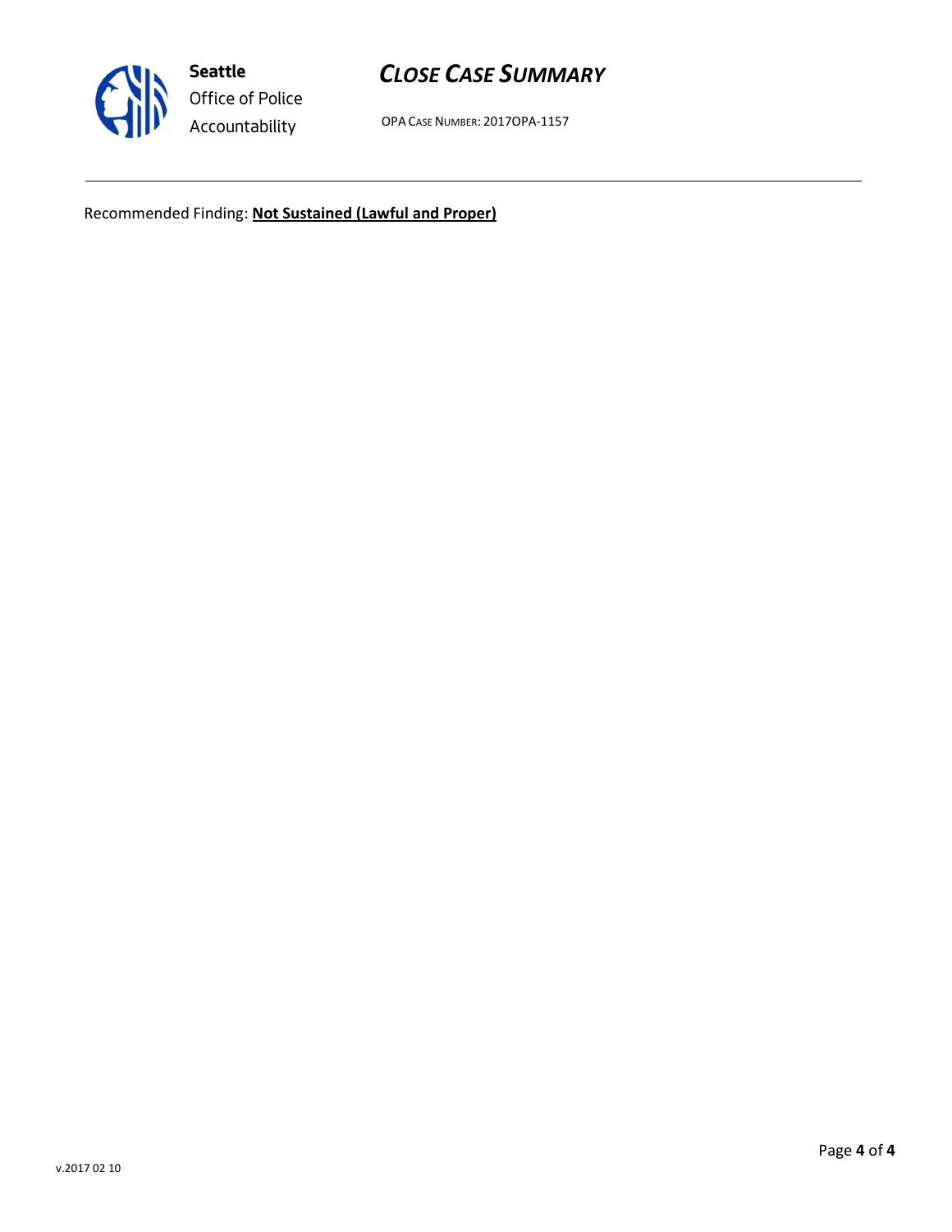Recommended Finding: **Not Sustained (Lawful and Proper)**